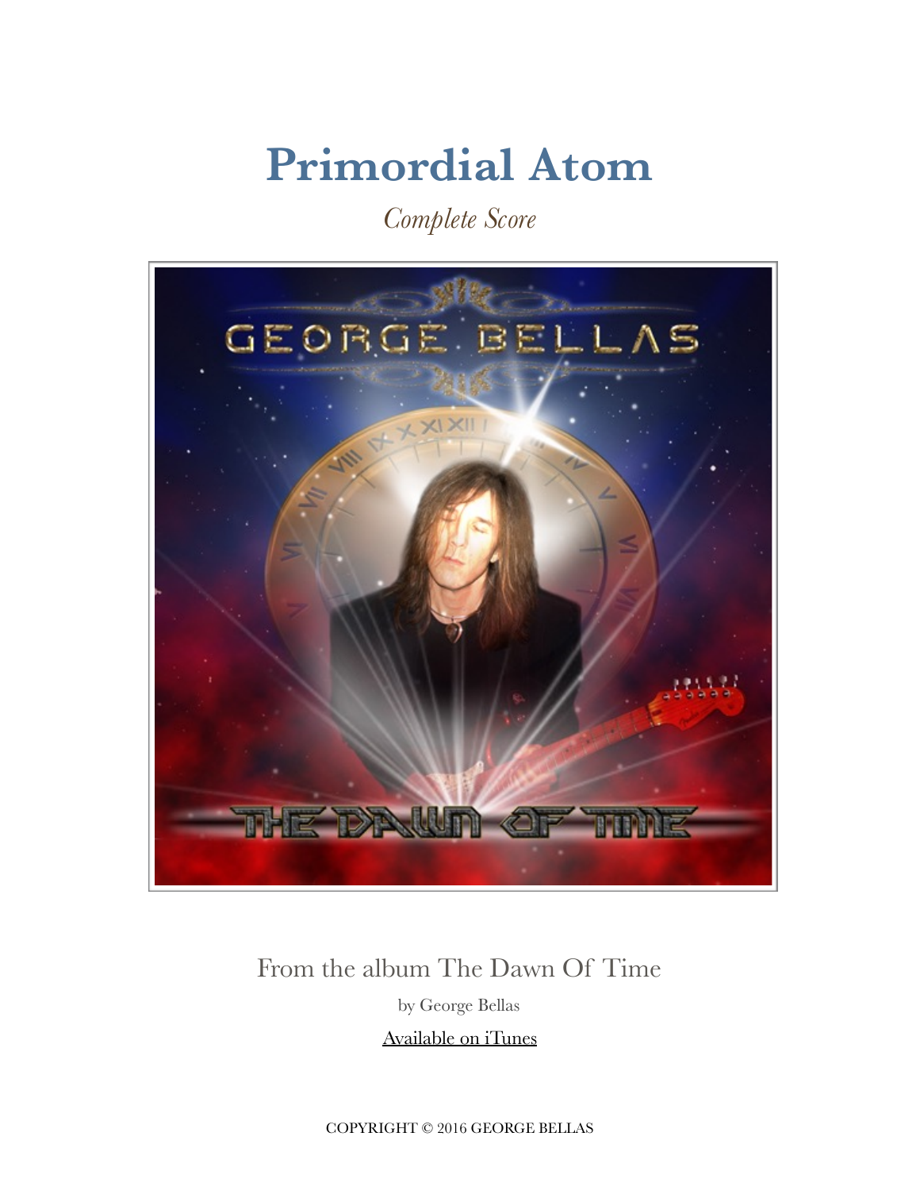# Primordial Atom

*Complete Score*

From the album The Dawn Of Time

by George Bellas

Available on iTunes

COPYRIGHT © 2016 GEORGE BELLAS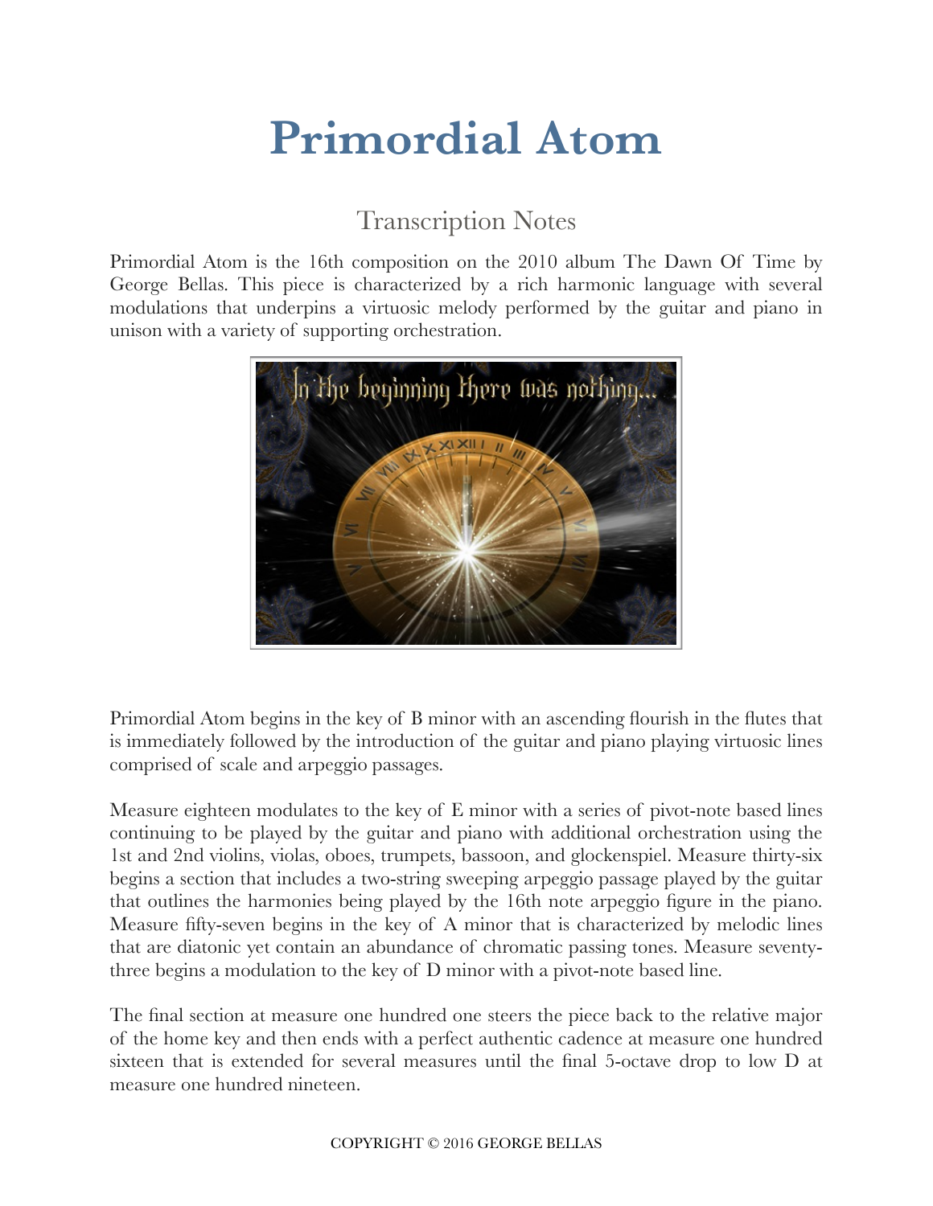# Primordial Atom

## Transcription Notes

Primordial Atom is the 16th composition on the 2010 album The Dawn Of Time by George Bellas. This piece is characterized by a rich harmonic language with several modulations that underpins a virtuosic melody performed by the guitar and piano in unison with a variety of supporting orchestration.

Primordial Atom begins in the key of B minor with an ascending flourish in the flutes that is immediately followed by the introduction of the guitar and piano playing virtuosic lines comprised of scale and arpeggio passages.

Measure eighteen modulates to the key of E minor with a series of pivot-note based lines continuing to be played by the guitar and piano with additional orchestration using the 1st and 2nd violins, violas, oboes, trumpets, bassoon, and glockenspiel. Measure thirty-six begins a section that includes a two-string sweeping arpeggio passage played by the guitar that outlines the harmonies being played by the 16th note arpeggio figure in the piano. Measure fifty-seven begins in the key of A minor that is characterized by melodic lines that are diatonic yet contain an abundance of chromatic passing tones. Measure seventy-three begins a modulation to the key of D minor with a pivot-note based line.

The final section at measure one hundred one steers the piece back to the relative major of the home key and then ends with a perfect authentic cadence at measure one hundred sixteen that is extended for several measures until the final 5-octave drop to low D at measure one hundred nineteen.

COPYRIGHT © 2016 GEORGE BELLAS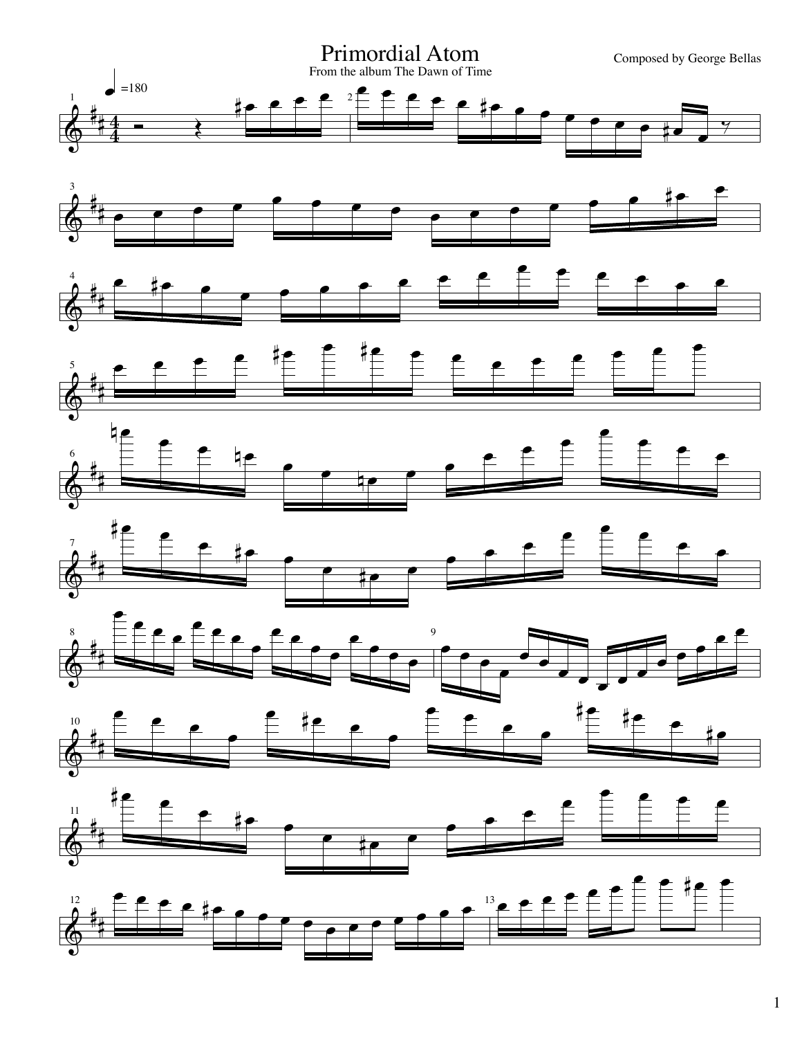# Primordial Atom

From the album The Dawn of Time

Composed by George Bellas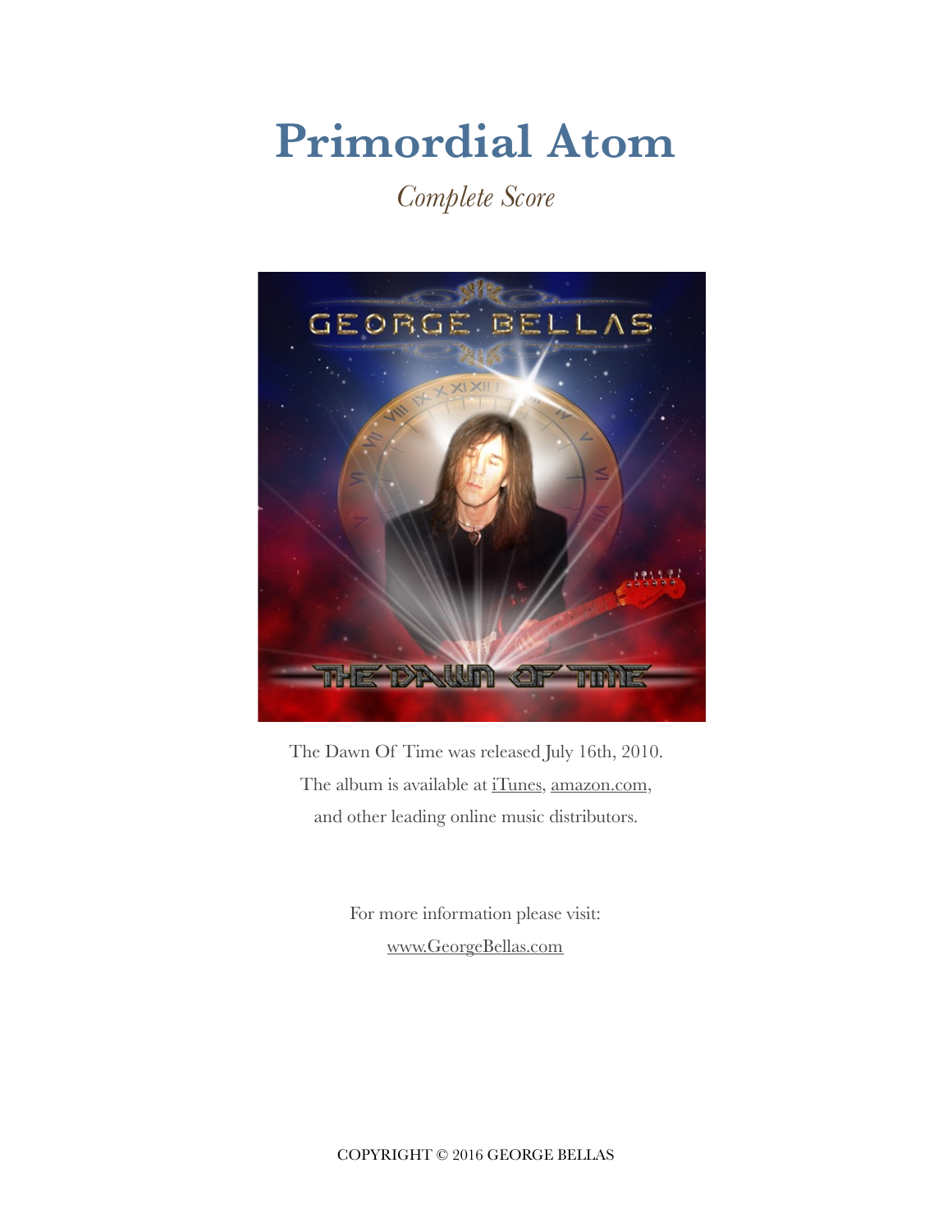# Primordial Atom

*Complete Score*

The Dawn Of Time was released July 16th, 2010.
The album is available at iTunes, amazon.com,
and other leading online music distributors.

For more information please visit:
www.GeorgeBellas.com

COPYRIGHT © 2016 GEORGE BELLAS